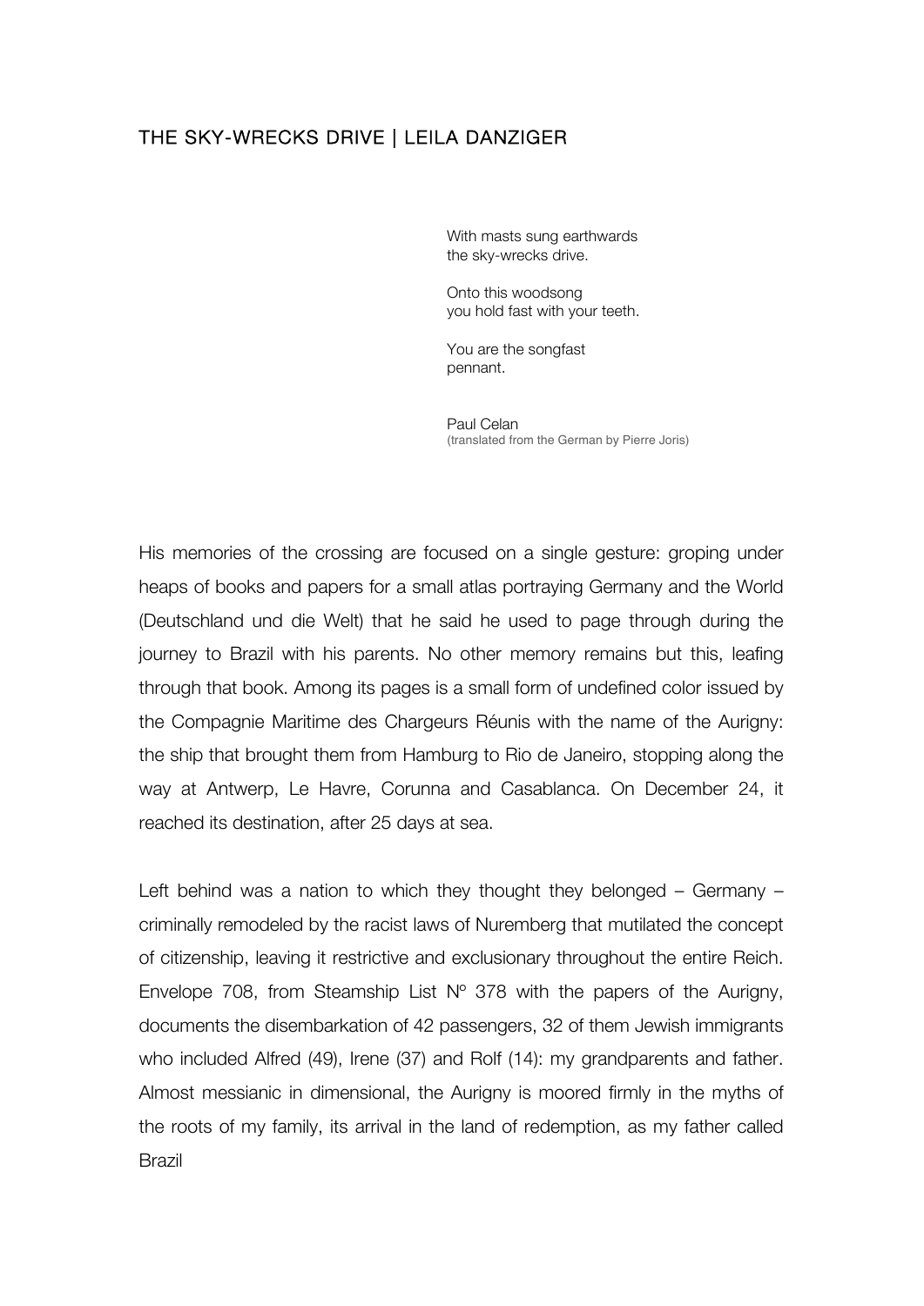# THE SKY-WRECKS DRIVE | LEILA DANZIGER

> With masts sung earthwards
> the sky-wrecks drive.
>
> Onto this woodsong
> you hold fast with your teeth.
>
> You are the songfast
> pennant.
>
> Paul Celan
> (translated from the German by Pierre Joris)

His memories of the crossing are focused on a single gesture: groping under heaps of books and papers for a small atlas portraying Germany and the World (Deutschland und die Welt) that he said he used to page through during the journey to Brazil with his parents. No other memory remains but this, leafing through that book. Among its pages is a small form of undefined color issued by the Compagnie Maritime des Chargeurs Réunis with the name of the Aurigny: the ship that brought them from Hamburg to Rio de Janeiro, stopping along the way at Antwerp, Le Havre, Corunna and Casablanca. On December 24, it reached its destination, after 25 days at sea.

Left behind was a nation to which they thought they belonged – Germany – criminally remodeled by the racist laws of Nuremberg that mutilated the concept of citizenship, leaving it restrictive and exclusionary throughout the entire Reich. Envelope 708, from Steamship List Nº 378 with the papers of the Aurigny, documents the disembarkation of 42 passengers, 32 of them Jewish immigrants who included Alfred (49), Irene (37) and Rolf (14): my grandparents and father. Almost messianic in dimensional, the Aurigny is moored firmly in the myths of the roots of my family, its arrival in the land of redemption, as my father called Brazil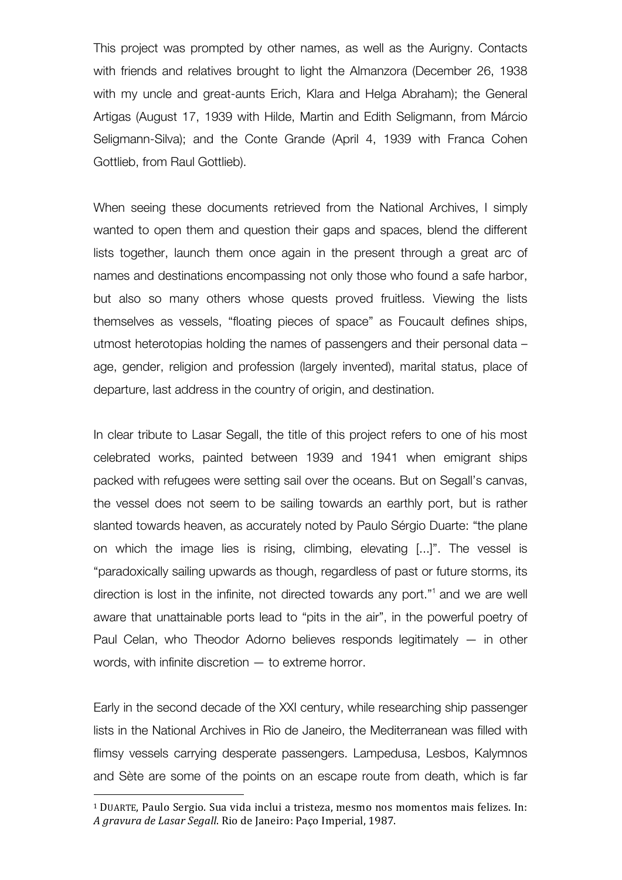This project was prompted by other names, as well as the Aurigny. Contacts with friends and relatives brought to light the Almanzora (December 26, 1938 with my uncle and great-aunts Erich, Klara and Helga Abraham); the General Artigas (August 17, 1939 with Hilde, Martin and Edith Seligmann, from Márcio Seligmann-Silva); and the Conte Grande (April 4, 1939 with Franca Cohen Gottlieb, from Raul Gottlieb).

When seeing these documents retrieved from the National Archives, I simply wanted to open them and question their gaps and spaces, blend the different lists together, launch them once again in the present through a great arc of names and destinations encompassing not only those who found a safe harbor, but also so many others whose quests proved fruitless. Viewing the lists themselves as vessels, "floating pieces of space" as Foucault defines ships, utmost heterotopias holding the names of passengers and their personal data – age, gender, religion and profession (largely invented), marital status, place of departure, last address in the country of origin, and destination.

In clear tribute to Lasar Segall, the title of this project refers to one of his most celebrated works, painted between 1939 and 1941 when emigrant ships packed with refugees were setting sail over the oceans. But on Segall's canvas, the vessel does not seem to be sailing towards an earthly port, but is rather slanted towards heaven, as accurately noted by Paulo Sérgio Duarte: "the plane on which the image lies is rising, climbing, elevating [...]". The vessel is "paradoxically sailing upwards as though, regardless of past or future storms, its direction is lost in the infinite, not directed towards any port."[1] and we are well aware that unattainable ports lead to "pits in the air", in the powerful poetry of Paul Celan, who Theodor Adorno believes responds legitimately — in other words, with infinite discretion — to extreme horror.

Early in the second decade of the XXI century, while researching ship passenger lists in the National Archives in Rio de Janeiro, the Mediterranean was filled with flimsy vessels carrying desperate passengers. Lampedusa, Lesbos, Kalymnos and Sète are some of the points on an escape route from death, which is far

---

[1] DUARTE, Paulo Sergio. Sua vida inclui a tristeza, mesmo nos momentos mais felizes. In: *A gravura de Lasar Segall*. Rio de Janeiro: Paço Imperial, 1987.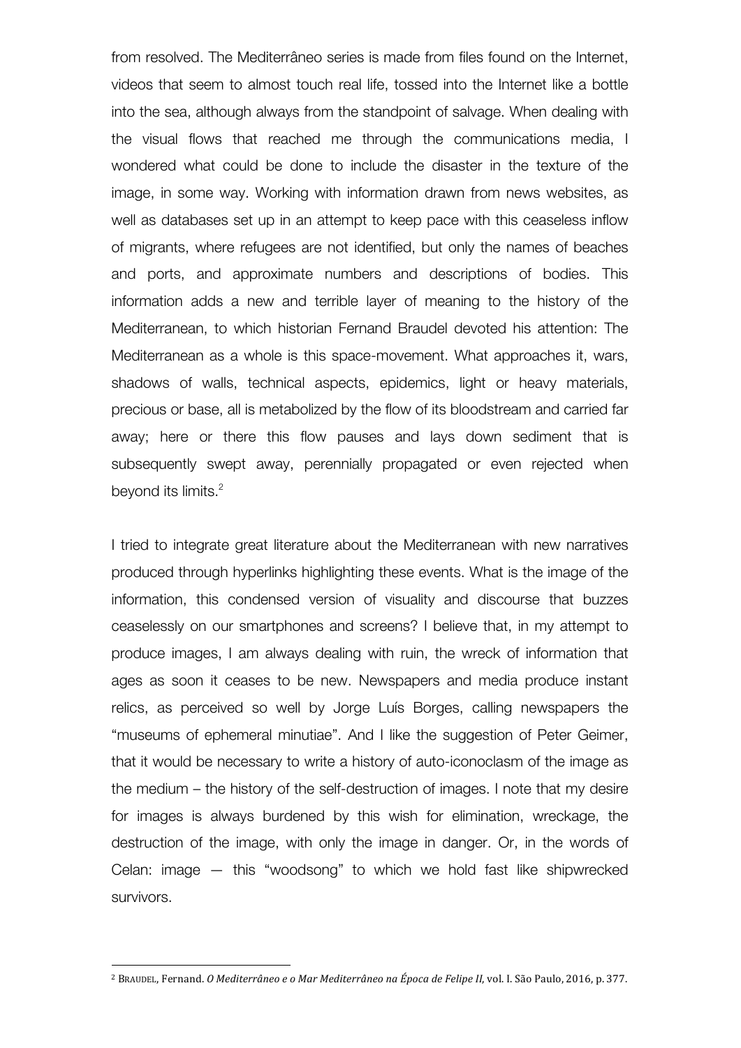from resolved. The Mediterrâneo series is made from files found on the Internet, videos that seem to almost touch real life, tossed into the Internet like a bottle into the sea, although always from the standpoint of salvage. When dealing with the visual flows that reached me through the communications media, I wondered what could be done to include the disaster in the texture of the image, in some way. Working with information drawn from news websites, as well as databases set up in an attempt to keep pace with this ceaseless inflow of migrants, where refugees are not identified, but only the names of beaches and ports, and approximate numbers and descriptions of bodies. This information adds a new and terrible layer of meaning to the history of the Mediterranean, to which historian Fernand Braudel devoted his attention: The Mediterranean as a whole is this space-movement. What approaches it, wars, shadows of walls, technical aspects, epidemics, light or heavy materials, precious or base, all is metabolized by the flow of its bloodstream and carried far away; here or there this flow pauses and lays down sediment that is subsequently swept away, perennially propagated or even rejected when beyond its limits.[2]

I tried to integrate great literature about the Mediterranean with new narratives produced through hyperlinks highlighting these events. What is the image of the information, this condensed version of visuality and discourse that buzzes ceaselessly on our smartphones and screens? I believe that, in my attempt to produce images, I am always dealing with ruin, the wreck of information that ages as soon it ceases to be new. Newspapers and media produce instant relics, as perceived so well by Jorge Luís Borges, calling newspapers the "museums of ephemeral minutiae". And I like the suggestion of Peter Geimer, that it would be necessary to write a history of auto-iconoclasm of the image as the medium – the history of the self-destruction of images. I note that my desire for images is always burdened by this wish for elimination, wreckage, the destruction of the image, with only the image in danger. Or, in the words of Celan: image — this "woodsong" to which we hold fast like shipwrecked survivors.

---

[2] BRAUDEL, Fernand. *O Mediterrâneo e o Mar Mediterrâneo na Época de Felipe II*, vol. I. São Paulo, 2016, p. 377.